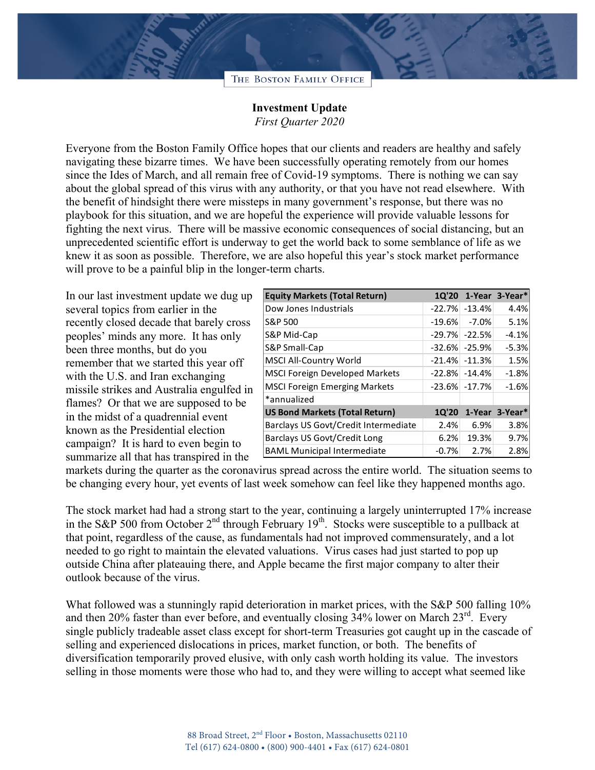THE BOSTON FAMILY OFFICE

**Investment Update**
*First Quarter 2020*

Everyone from the Boston Family Office hopes that our clients and readers are healthy and safely navigating these bizarre times. We have been successfully operating remotely from our homes since the Ides of March, and all remain free of Covid-19 symptoms. There is nothing we can say about the global spread of this virus with any authority, or that you have not read elsewhere. With the benefit of hindsight there were missteps in many government's response, but there was no playbook for this situation, and we are hopeful the experience will provide valuable lessons for fighting the next virus. There will be massive economic consequences of social distancing, but an unprecedented scientific effort is underway to get the world back to some semblance of life as we knew it as soon as possible. Therefore, we are also hopeful this year's stock market performance will prove to be a painful blip in the longer-term charts.

| Equity Markets (Total Return) | 1Q'20 | 1-Year | 3-Year* |
|---|---|---|---|
| Dow Jones Industrials | -22.7% | -13.4% | 4.4% |
| S&P 500 | -19.6% | -7.0% | 5.1% |
| S&P Mid-Cap | -29.7% | -22.5% | -4.1% |
| S&P Small-Cap | -32.6% | -25.9% | -5.3% |
| MSCI All-Country World | -21.4% | -11.3% | 1.5% |
| MSCI Foreign Developed Markets | -22.8% | -14.4% | -1.8% |
| MSCI Foreign Emerging Markets | -23.6% | -17.7% | -1.6% |
| *annualized | | | |
| **US Bond Markets (Total Return)** | **1Q'20** | **1-Year** | **3-Year*** |
| Barclays US Govt/Credit Intermediate | 2.4% | 6.9% | 3.8% |
| Barclays US Govt/Credit Long | 6.2% | 19.3% | 9.7% |
| BAML Municipal Intermediate | -0.7% | 2.7% | 2.8% |

In our last investment update we dug up several topics from earlier in the recently closed decade that barely cross peoples' minds any more. It has only been three months, but do you remember that we started this year off with the U.S. and Iran exchanging missile strikes and Australia engulfed in flames? Or that we are supposed to be in the midst of a quadrennial event known as the Presidential election campaign? It is hard to even begin to summarize all that has transpired in the markets during the quarter as the coronavirus spread across the entire world. The situation seems to be changing every hour, yet events of last week somehow can feel like they happened months ago.

The stock market had had a strong start to the year, continuing a largely uninterrupted 17% increase in the S&P 500 from October 2nd through February 19th. Stocks were susceptible to a pullback at that point, regardless of the cause, as fundamentals had not improved commensurately, and a lot needed to go right to maintain the elevated valuations. Virus cases had just started to pop up outside China after plateauing there, and Apple became the first major company to alter their outlook because of the virus.

What followed was a stunningly rapid deterioration in market prices, with the S&P 500 falling 10% and then 20% faster than ever before, and eventually closing 34% lower on March 23rd. Every single publicly tradeable asset class except for short-term Treasuries got caught up in the cascade of selling and experienced dislocations in prices, market function, or both. The benefits of diversification temporarily proved elusive, with only cash worth holding its value. The investors selling in those moments were those who had to, and they were willing to accept what seemed like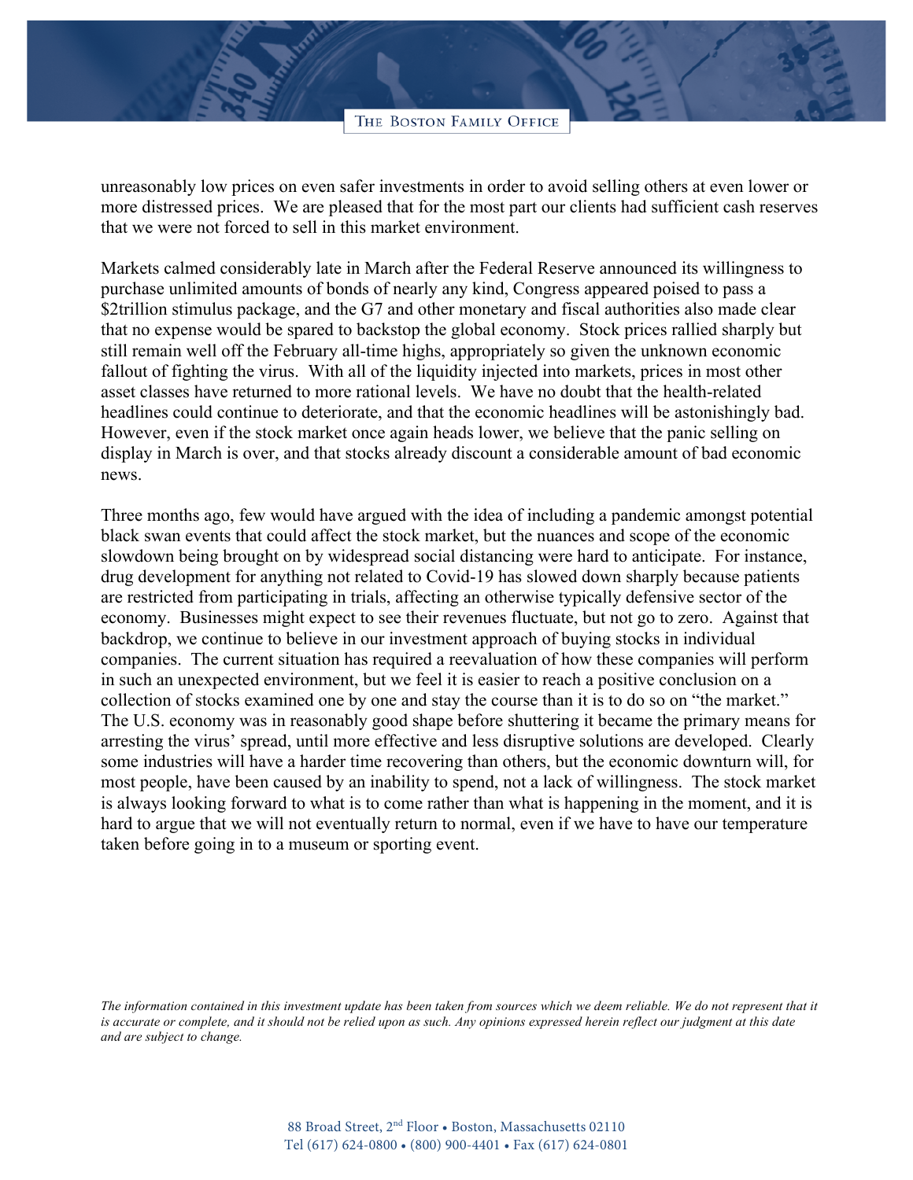unreasonably low prices on even safer investments in order to avoid selling others at even lower or more distressed prices. We are pleased that for the most part our clients had sufficient cash reserves that we were not forced to sell in this market environment.

Markets calmed considerably late in March after the Federal Reserve announced its willingness to purchase unlimited amounts of bonds of nearly any kind, Congress appeared poised to pass a $2trillion stimulus package, and the G7 and other monetary and fiscal authorities also made clear that no expense would be spared to backstop the global economy. Stock prices rallied sharply but still remain well off the February all-time highs, appropriately so given the unknown economic fallout of fighting the virus. With all of the liquidity injected into markets, prices in most other asset classes have returned to more rational levels. We have no doubt that the health-related headlines could continue to deteriorate, and that the economic headlines will be astonishingly bad. However, even if the stock market once again heads lower, we believe that the panic selling on display in March is over, and that stocks already discount a considerable amount of bad economic news.

Three months ago, few would have argued with the idea of including a pandemic amongst potential black swan events that could affect the stock market, but the nuances and scope of the economic slowdown being brought on by widespread social distancing were hard to anticipate. For instance, drug development for anything not related to Covid-19 has slowed down sharply because patients are restricted from participating in trials, affecting an otherwise typically defensive sector of the economy. Businesses might expect to see their revenues fluctuate, but not go to zero. Against that backdrop, we continue to believe in our investment approach of buying stocks in individual companies. The current situation has required a reevaluation of how these companies will perform in such an unexpected environment, but we feel it is easier to reach a positive conclusion on a collection of stocks examined one by one and stay the course than it is to do so on "the market." The U.S. economy was in reasonably good shape before shuttering it became the primary means for arresting the virus' spread, until more effective and less disruptive solutions are developed. Clearly some industries will have a harder time recovering than others, but the economic downturn will, for most people, have been caused by an inability to spend, not a lack of willingness. The stock market is always looking forward to what is to come rather than what is happening in the moment, and it is hard to argue that we will not eventually return to normal, even if we have to have our temperature taken before going in to a museum or sporting event.

*The information contained in this investment update has been taken from sources which we deem reliable. We do not represent that it is accurate or complete, and it should not be relied upon as such. Any opinions expressed herein reflect our judgment at this date and are subject to change.*